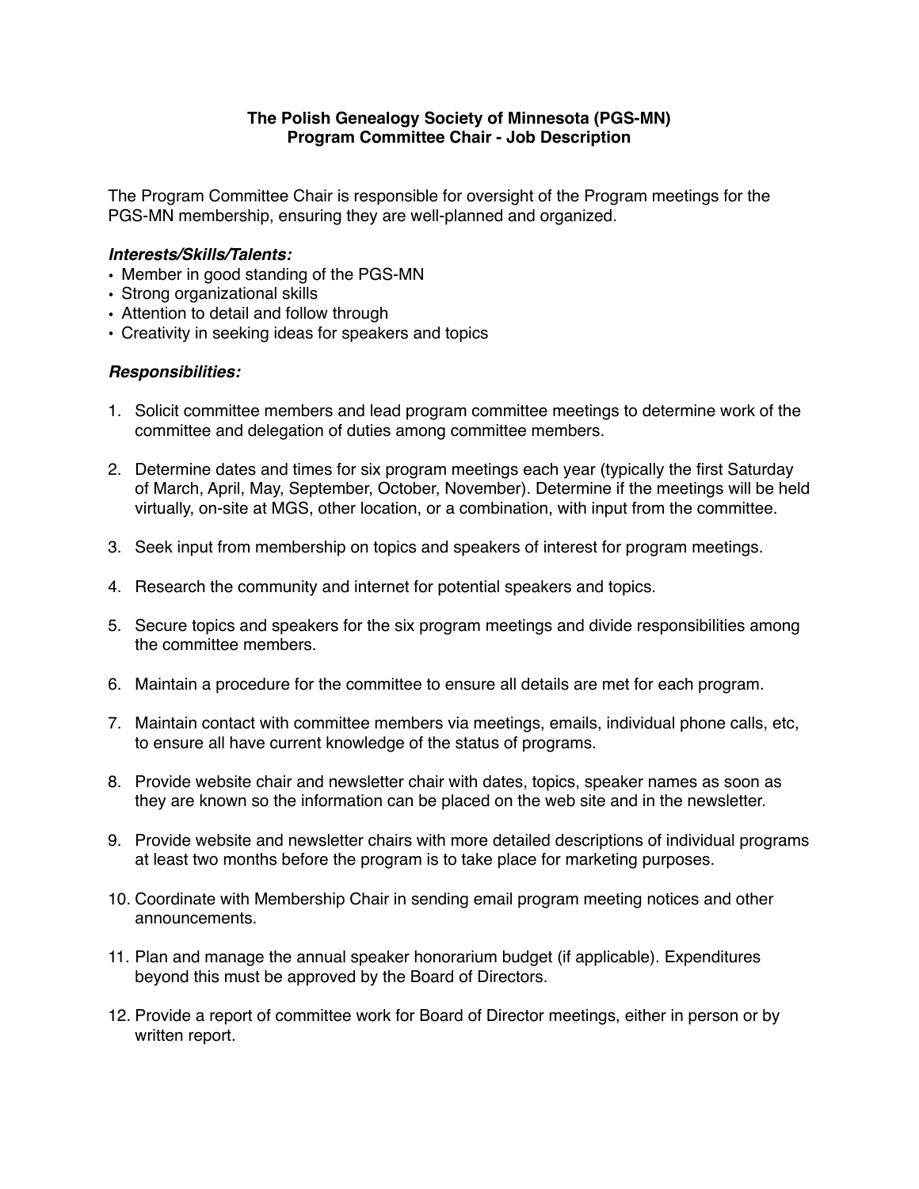**The Polish Genealogy Society of Minnesota (PGS-MN)**
**Program Committee Chair - Job Description**

The Program Committee Chair is responsible for oversight of the Program meetings for the PGS-MN membership, ensuring they are well-planned and organized.

***Interests/Skills/Talents:***

- Member in good standing of the PGS-MN
- Strong organizational skills
- Attention to detail and follow through
- Creativity in seeking ideas for speakers and topics

***Responsibilities:***

1. Solicit committee members and lead program committee meetings to determine work of the committee and delegation of duties among committee members.

2. Determine dates and times for six program meetings each year (typically the first Saturday of March, April, May, September, October, November). Determine if the meetings will be held virtually, on-site at MGS, other location, or a combination, with input from the committee.

3. Seek input from membership on topics and speakers of interest for program meetings.

4. Research the community and internet for potential speakers and topics.

5. Secure topics and speakers for the six program meetings and divide responsibilities among the committee members.

6. Maintain a procedure for the committee to ensure all details are met for each program.

7. Maintain contact with committee members via meetings, emails, individual phone calls, etc, to ensure all have current knowledge of the status of programs.

8. Provide website chair and newsletter chair with dates, topics, speaker names as soon as they are known so the information can be placed on the web site and in the newsletter.

9. Provide website and newsletter chairs with more detailed descriptions of individual programs at least two months before the program is to take place for marketing purposes.

10. Coordinate with Membership Chair in sending email program meeting notices and other announcements.

11. Plan and manage the annual speaker honorarium budget (if applicable). Expenditures beyond this must be approved by the Board of Directors.

12. Provide a report of committee work for Board of Director meetings, either in person or by written report.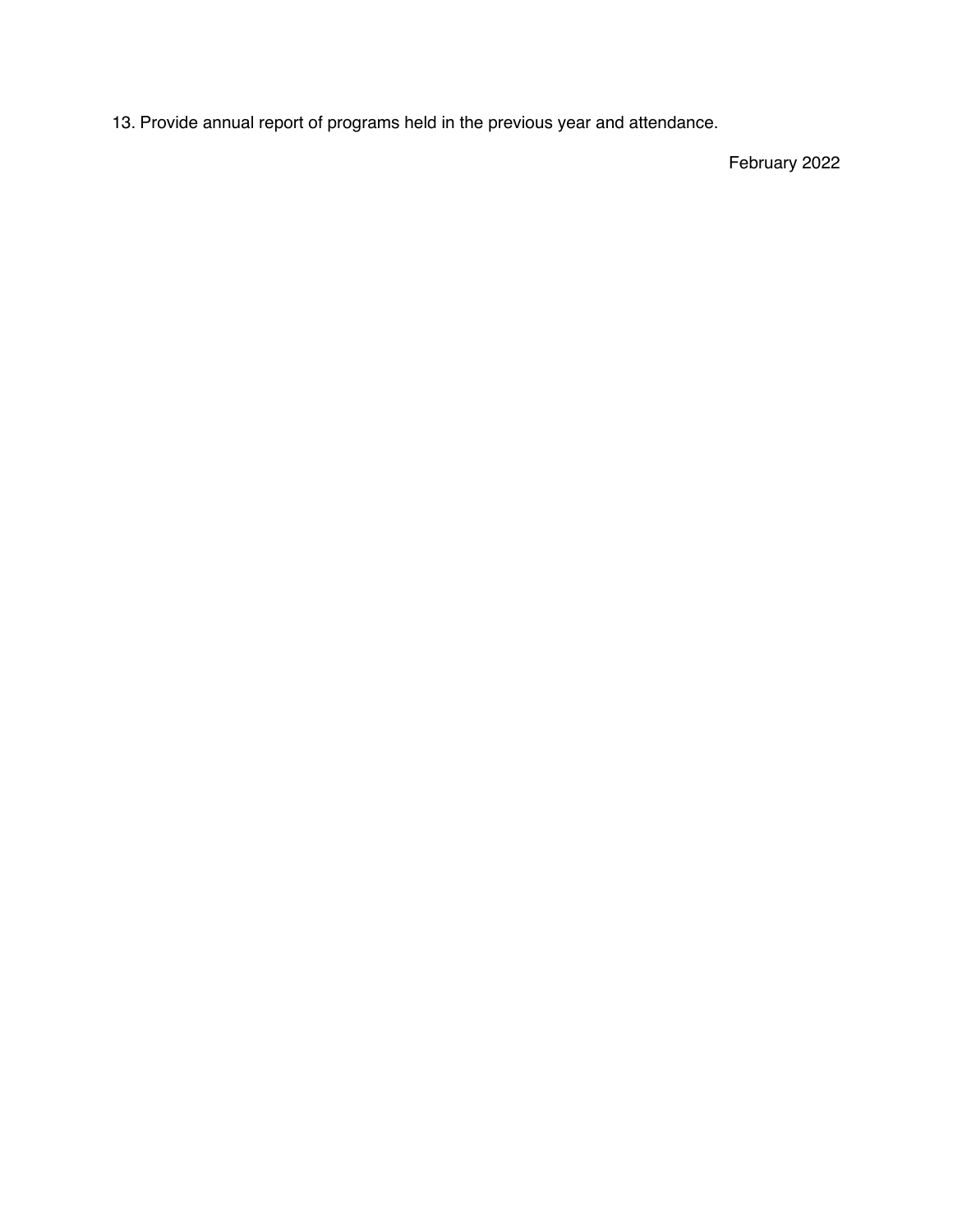13. Provide annual report of programs held in the previous year and attendance.

February 2022